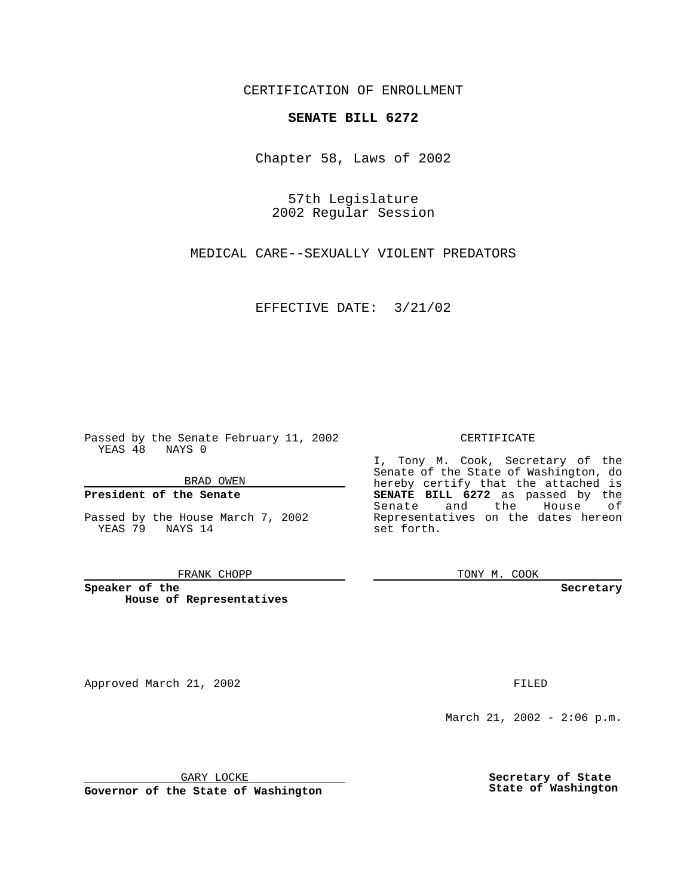CERTIFICATION OF ENROLLMENT

# SENATE BILL 6272

Chapter 58, Laws of 2002

57th Legislature
2002 Regular Session

MEDICAL CARE--SEXUALLY VIOLENT PREDATORS

EFFECTIVE DATE: 3/21/02

Passed by the Senate February 11, 2002
YEAS 48 NAYS 0

BRAD OWEN

**President of the Senate**

Passed by the House March 7, 2002
YEAS 79 NAYS 14

FRANK CHOPP

**Speaker of the House of Representatives**

CERTIFICATE

I, Tony M. Cook, Secretary of the Senate of the State of Washington, do hereby certify that the attached is **SENATE BILL 6272** as passed by the Senate and the House of Representatives on the dates hereon set forth.

TONY M. COOK

**Secretary**

Approved March 21, 2002

GARY LOCKE

**Governor of the State of Washington**

FILED

March 21, 2002 - 2:06 p.m.

**Secretary of State**
**State of Washington**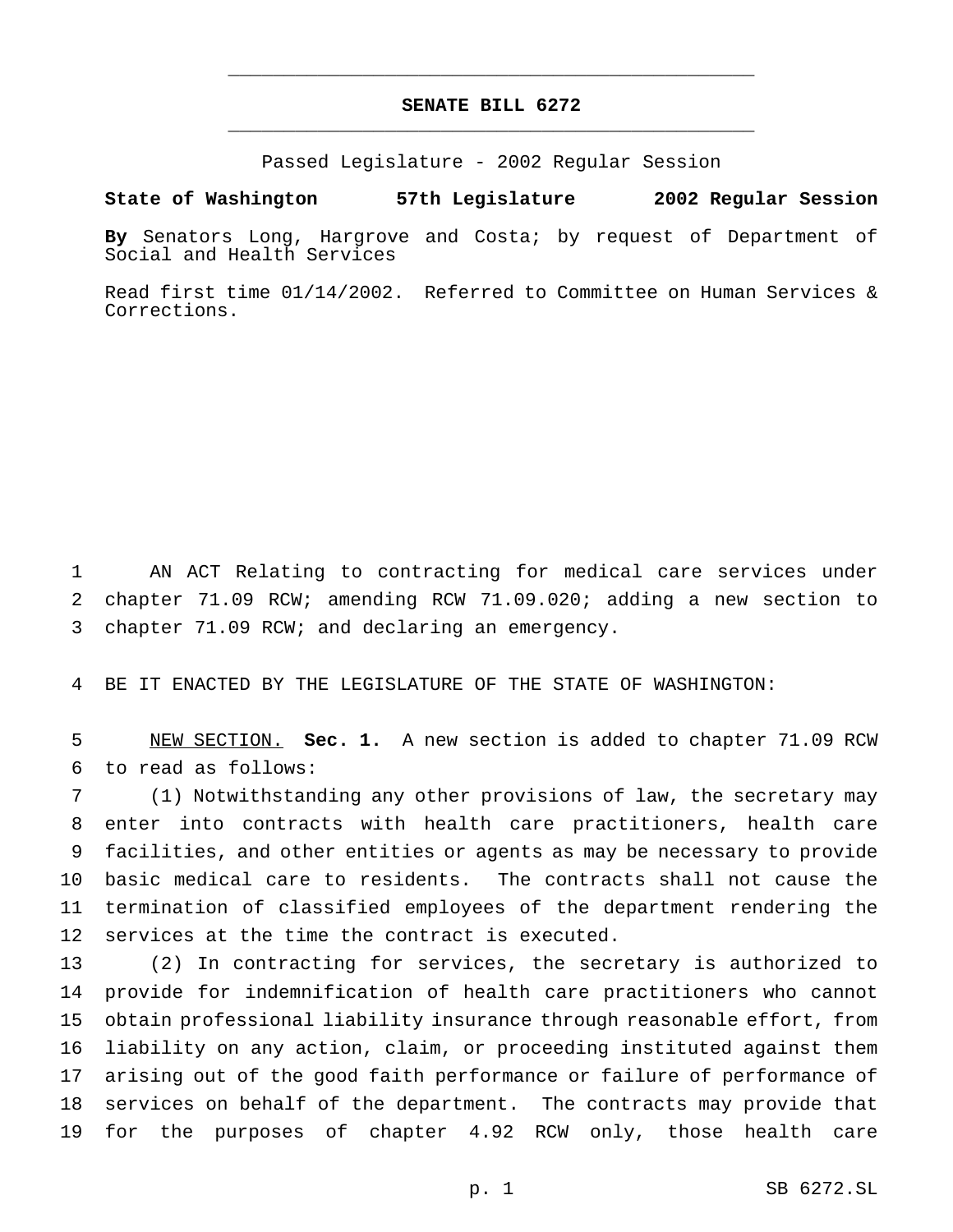**SENATE BILL 6272**

Passed Legislature - 2002 Regular Session

**State of Washington 57th Legislature 2002 Regular Session**

**By** Senators Long, Hargrove and Costa; by request of Department of Social and Health Services

Read first time 01/14/2002. Referred to Committee on Human Services & Corrections.

1 AN ACT Relating to contracting for medical care services under 2 chapter 71.09 RCW; amending RCW 71.09.020; adding a new section to 3 chapter 71.09 RCW; and declaring an emergency.

4 BE IT ENACTED BY THE LEGISLATURE OF THE STATE OF WASHINGTON:

5 NEW SECTION. **Sec. 1.** A new section is added to chapter 71.09 RCW 6 to read as follows:

7 (1) Notwithstanding any other provisions of law, the secretary may 8 enter into contracts with health care practitioners, health care 9 facilities, and other entities or agents as may be necessary to provide 10 basic medical care to residents. The contracts shall not cause the 11 termination of classified employees of the department rendering the 12 services at the time the contract is executed.

13 (2) In contracting for services, the secretary is authorized to 14 provide for indemnification of health care practitioners who cannot 15 obtain professional liability insurance through reasonable effort, from 16 liability on any action, claim, or proceeding instituted against them 17 arising out of the good faith performance or failure of performance of 18 services on behalf of the department. The contracts may provide that 19 for the purposes of chapter 4.92 RCW only, those health care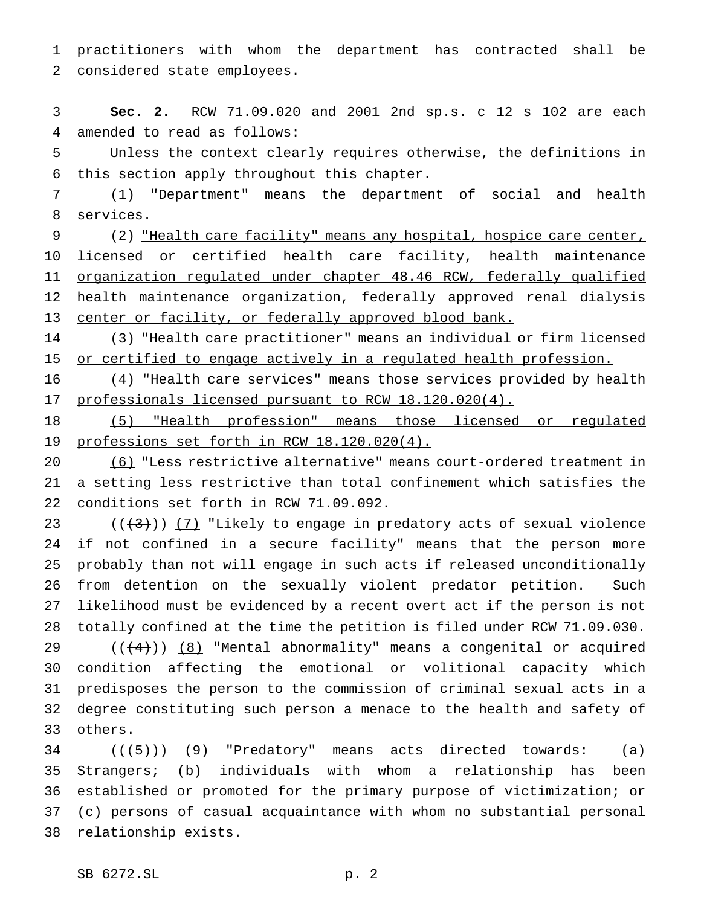practitioners with whom the department has contracted shall be considered state employees.

**Sec. 2.** RCW 71.09.020 and 2001 2nd sp.s. c 12 s 102 are each amended to read as follows:

Unless the context clearly requires otherwise, the definitions in this section apply throughout this chapter.

(1) "Department" means the department of social and health services.

(2) <u>"Health care facility" means any hospital, hospice care center, licensed or certified health care facility, health maintenance organization regulated under chapter 48.46 RCW, federally qualified health maintenance organization, federally approved renal dialysis center or facility, or federally approved blood bank.</u>

<u>(3) "Health care practitioner" means an individual or firm licensed or certified to engage actively in a regulated health profession.</u>

<u>(4) "Health care services" means those services provided by health professionals licensed pursuant to RCW 18.120.020(4).</u>

<u>(5) "Health profession" means those licensed or regulated professions set forth in RCW 18.120.020(4).</u>

<u>(6)</u> "Less restrictive alternative" means court-ordered treatment in a setting less restrictive than total confinement which satisfies the conditions set forth in RCW 71.09.092.

((~~(3)~~)) <u>(7)</u> "Likely to engage in predatory acts of sexual violence if not confined in a secure facility" means that the person more probably than not will engage in such acts if released unconditionally from detention on the sexually violent predator petition. Such likelihood must be evidenced by a recent overt act if the person is not totally confined at the time the petition is filed under RCW 71.09.030.

((~~(4)~~)) <u>(8)</u> "Mental abnormality" means a congenital or acquired condition affecting the emotional or volitional capacity which predisposes the person to the commission of criminal sexual acts in a degree constituting such person a menace to the health and safety of others.

((~~(5)~~)) <u>(9)</u> "Predatory" means acts directed towards: (a) Strangers; (b) individuals with whom a relationship has been established or promoted for the primary purpose of victimization; or (c) persons of casual acquaintance with whom no substantial personal relationship exists.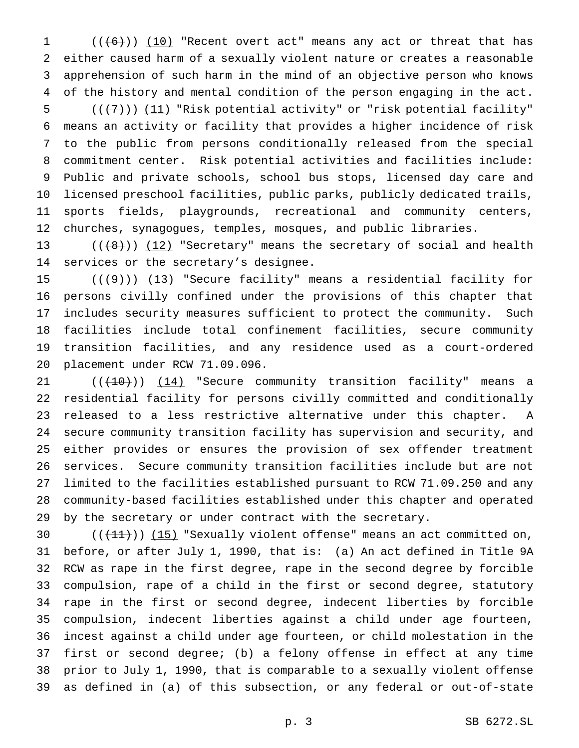((~~(6)~~)) (10) "Recent overt act" means any act or threat that has either caused harm of a sexually violent nature or creates a reasonable apprehension of such harm in the mind of an objective person who knows of the history and mental condition of the person engaging in the act.

((~~(7)~~)) (11) "Risk potential activity" or "risk potential facility" means an activity or facility that provides a higher incidence of risk to the public from persons conditionally released from the special commitment center. Risk potential activities and facilities include: Public and private schools, school bus stops, licensed day care and licensed preschool facilities, public parks, publicly dedicated trails, sports fields, playgrounds, recreational and community centers, churches, synagogues, temples, mosques, and public libraries.

((~~(8)~~)) (12) "Secretary" means the secretary of social and health services or the secretary's designee.

((~~(9)~~)) (13) "Secure facility" means a residential facility for persons civilly confined under the provisions of this chapter that includes security measures sufficient to protect the community. Such facilities include total confinement facilities, secure community transition facilities, and any residence used as a court-ordered placement under RCW 71.09.096.

((~~(10)~~)) (14) "Secure community transition facility" means a residential facility for persons civilly committed and conditionally released to a less restrictive alternative under this chapter. A secure community transition facility has supervision and security, and either provides or ensures the provision of sex offender treatment services. Secure community transition facilities include but are not limited to the facilities established pursuant to RCW 71.09.250 and any community-based facilities established under this chapter and operated by the secretary or under contract with the secretary.

((~~(11)~~)) (15) "Sexually violent offense" means an act committed on, before, or after July 1, 1990, that is: (a) An act defined in Title 9A RCW as rape in the first degree, rape in the second degree by forcible compulsion, rape of a child in the first or second degree, statutory rape in the first or second degree, indecent liberties by forcible compulsion, indecent liberties against a child under age fourteen, incest against a child under age fourteen, or child molestation in the first or second degree; (b) a felony offense in effect at any time prior to July 1, 1990, that is comparable to a sexually violent offense as defined in (a) of this subsection, or any federal or out-of-state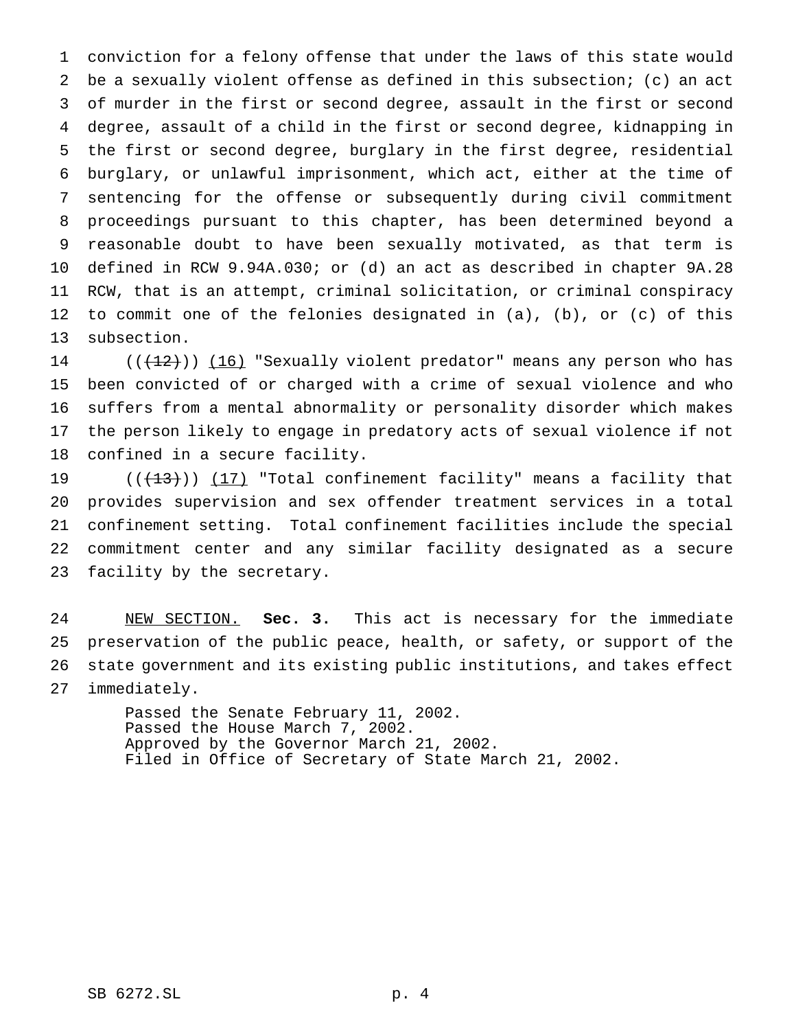conviction for a felony offense that under the laws of this state would be a sexually violent offense as defined in this subsection; (c) an act of murder in the first or second degree, assault in the first or second degree, assault of a child in the first or second degree, kidnapping in the first or second degree, burglary in the first degree, residential burglary, or unlawful imprisonment, which act, either at the time of sentencing for the offense or subsequently during civil commitment proceedings pursuant to this chapter, has been determined beyond a reasonable doubt to have been sexually motivated, as that term is defined in RCW 9.94A.030; or (d) an act as described in chapter 9A.28 RCW, that is an attempt, criminal solicitation, or criminal conspiracy to commit one of the felonies designated in (a), (b), or (c) of this subsection.

((~~(12)~~)) (16) "Sexually violent predator" means any person who has been convicted of or charged with a crime of sexual violence and who suffers from a mental abnormality or personality disorder which makes the person likely to engage in predatory acts of sexual violence if not confined in a secure facility.

((~~(13)~~)) (17) "Total confinement facility" means a facility that provides supervision and sex offender treatment services in a total confinement setting. Total confinement facilities include the special commitment center and any similar facility designated as a secure facility by the secretary.

NEW SECTION. **Sec. 3.** This act is necessary for the immediate preservation of the public peace, health, or safety, or support of the state government and its existing public institutions, and takes effect immediately.

Passed the Senate February 11, 2002.
Passed the House March 7, 2002.
Approved by the Governor March 21, 2002.
Filed in Office of Secretary of State March 21, 2002.